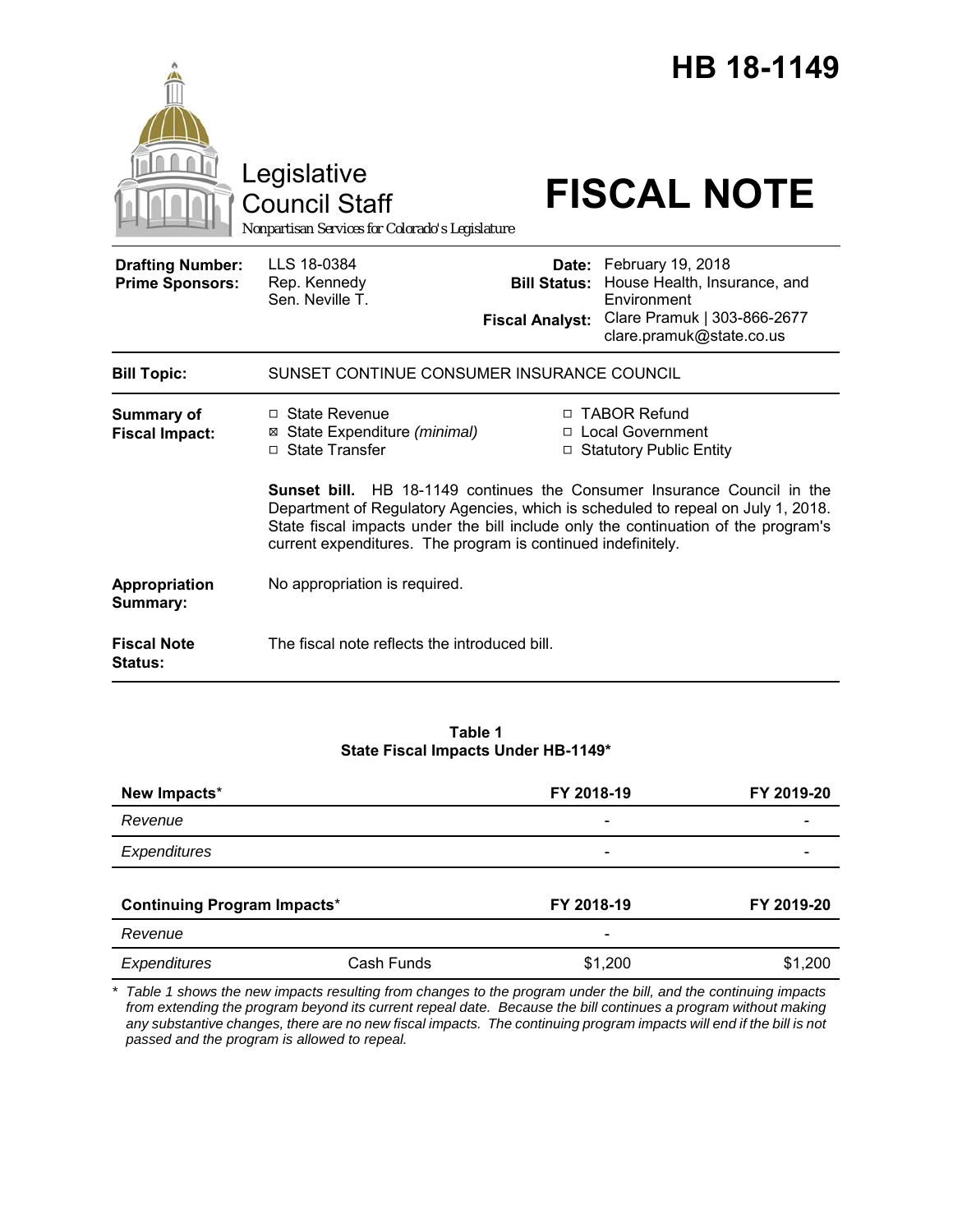# HB 18-1149

Legislative Council Staff

*Nonpartisan Services for Colorado's Legislature*

# FISCAL NOTE

| | | | |
|---|---|---|---|
| **Drafting Number:** | LLS 18-0384 | **Date:** | February 19, 2018 |
| **Prime Sponsors:** | Rep. Kennedy<br>Sen. Neville T. | **Bill Status:** | House Health, Insurance, and Environment |
| | | **Fiscal Analyst:** | Clare Pramuk \| 303-866-2677<br>clare.pramuk@state.co.us |

**Bill Topic:** SUNSET CONTINUE CONSUMER INSURANCE COUNCIL

**Summary of Fiscal Impact:**

- ☐ State Revenue
- ☒ State Expenditure *(minimal)*
- ☐ State Transfer
- ☐ TABOR Refund
- ☐ Local Government
- ☐ Statutory Public Entity

**Sunset bill.** HB 18-1149 continues the Consumer Insurance Council in the Department of Regulatory Agencies, which is scheduled to repeal on July 1, 2018. State fiscal impacts under the bill include only the continuation of the program's current expenditures. The program is continued indefinitely.

**Appropriation Summary:** No appropriation is required.

**Fiscal Note Status:** The fiscal note reflects the introduced bill.

**Table 1**
**State Fiscal Impacts Under HB-1149***

| New Impacts* | | FY 2018-19 | FY 2019-20 |
|---|---|---|---|
| *Revenue* | | - | - |
| *Expenditures* | | - | - |

| Continuing Program Impacts* | | FY 2018-19 | FY 2019-20 |
|---|---|---|---|
| *Revenue* | | - | |
| *Expenditures* | Cash Funds | $1,200 | $1,200 |

\* *Table 1 shows the new impacts resulting from changes to the program under the bill, and the continuing impacts from extending the program beyond its current repeal date. Because the bill continues a program without making any substantive changes, there are no new fiscal impacts. The continuing program impacts will end if the bill is not passed and the program is allowed to repeal.*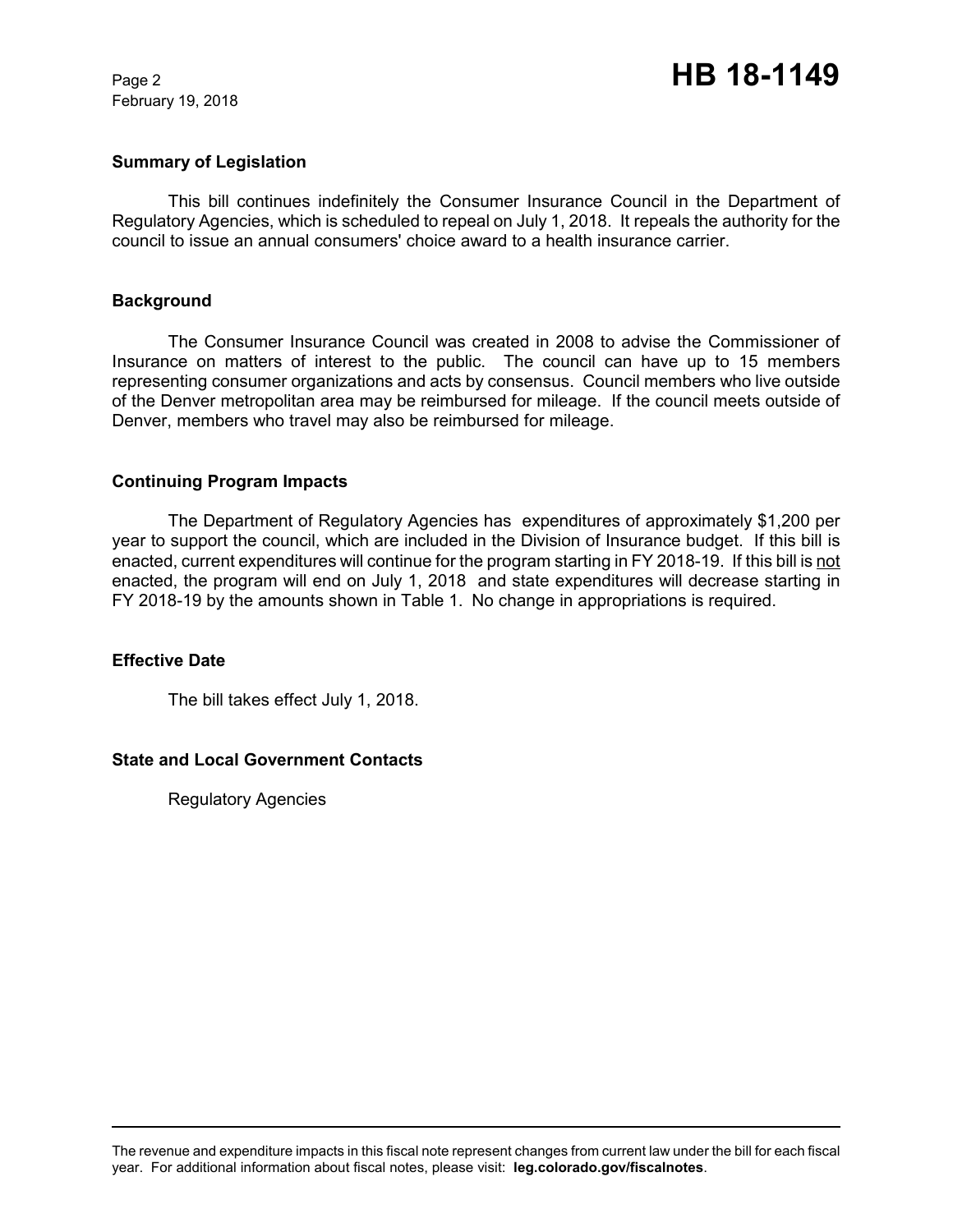## Summary of Legislation

This bill continues indefinitely the Consumer Insurance Council in the Department of Regulatory Agencies, which is scheduled to repeal on July 1, 2018. It repeals the authority for the council to issue an annual consumers' choice award to a health insurance carrier.

## Background

The Consumer Insurance Council was created in 2008 to advise the Commissioner of Insurance on matters of interest to the public. The council can have up to 15 members representing consumer organizations and acts by consensus. Council members who live outside of the Denver metropolitan area may be reimbursed for mileage. If the council meets outside of Denver, members who travel may also be reimbursed for mileage.

## Continuing Program Impacts

The Department of Regulatory Agencies has expenditures of approximately $1,200 per year to support the council, which are included in the Division of Insurance budget. If this bill is enacted, current expenditures will continue for the program starting in FY 2018-19. If this bill is not enacted, the program will end on July 1, 2018 and state expenditures will decrease starting in FY 2018-19 by the amounts shown in Table 1. No change in appropriations is required.

## Effective Date

The bill takes effect July 1, 2018.

## State and Local Government Contacts

Regulatory Agencies

The revenue and expenditure impacts in this fiscal note represent changes from current law under the bill for each fiscal year. For additional information about fiscal notes, please visit: **leg.colorado.gov/fiscalnotes**.